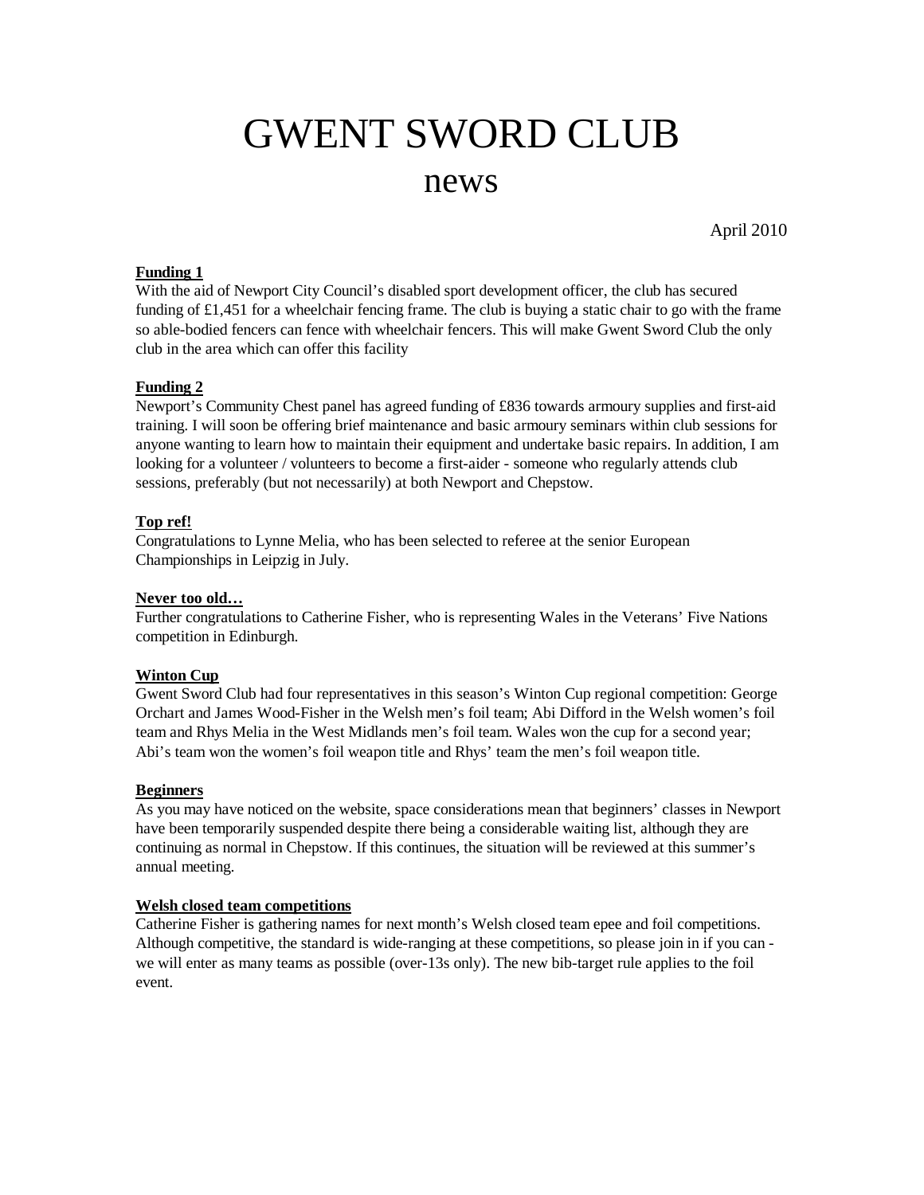# GWENT SWORD CLUB

## news

April 2010

**Funding 1**

With the aid of Newport City Council's disabled sport development officer, the club has secured funding of £1,451 for a wheelchair fencing frame. The club is buying a static chair to go with the frame so able-bodied fencers can fence with wheelchair fencers. This will make Gwent Sword Club the only club in the area which can offer this facility

**Funding 2**

Newport's Community Chest panel has agreed funding of £836 towards armoury supplies and first-aid training. I will soon be offering brief maintenance and basic armoury seminars within club sessions for anyone wanting to learn how to maintain their equipment and undertake basic repairs. In addition, I am looking for a volunteer / volunteers to become a first-aider - someone who regularly attends club sessions, preferably (but not necessarily) at both Newport and Chepstow.

**Top ref!**

Congratulations to Lynne Melia, who has been selected to referee at the senior European Championships in Leipzig in July.

**Never too old…**

Further congratulations to Catherine Fisher, who is representing Wales in the Veterans' Five Nations competition in Edinburgh.

**Winton Cup**

Gwent Sword Club had four representatives in this season's Winton Cup regional competition: George Orchart and James Wood-Fisher in the Welsh men's foil team; Abi Difford in the Welsh women's foil team and Rhys Melia in the West Midlands men's foil team. Wales won the cup for a second year; Abi's team won the women's foil weapon title and Rhys' team the men's foil weapon title.

**Beginners**

As you may have noticed on the website, space considerations mean that beginners' classes in Newport have been temporarily suspended despite there being a considerable waiting list, although they are continuing as normal in Chepstow. If this continues, the situation will be reviewed at this summer's annual meeting.

**Welsh closed team competitions**

Catherine Fisher is gathering names for next month's Welsh closed team epee and foil competitions. Although competitive, the standard is wide-ranging at these competitions, so please join in if you can - we will enter as many teams as possible (over-13s only). The new bib-target rule applies to the foil event.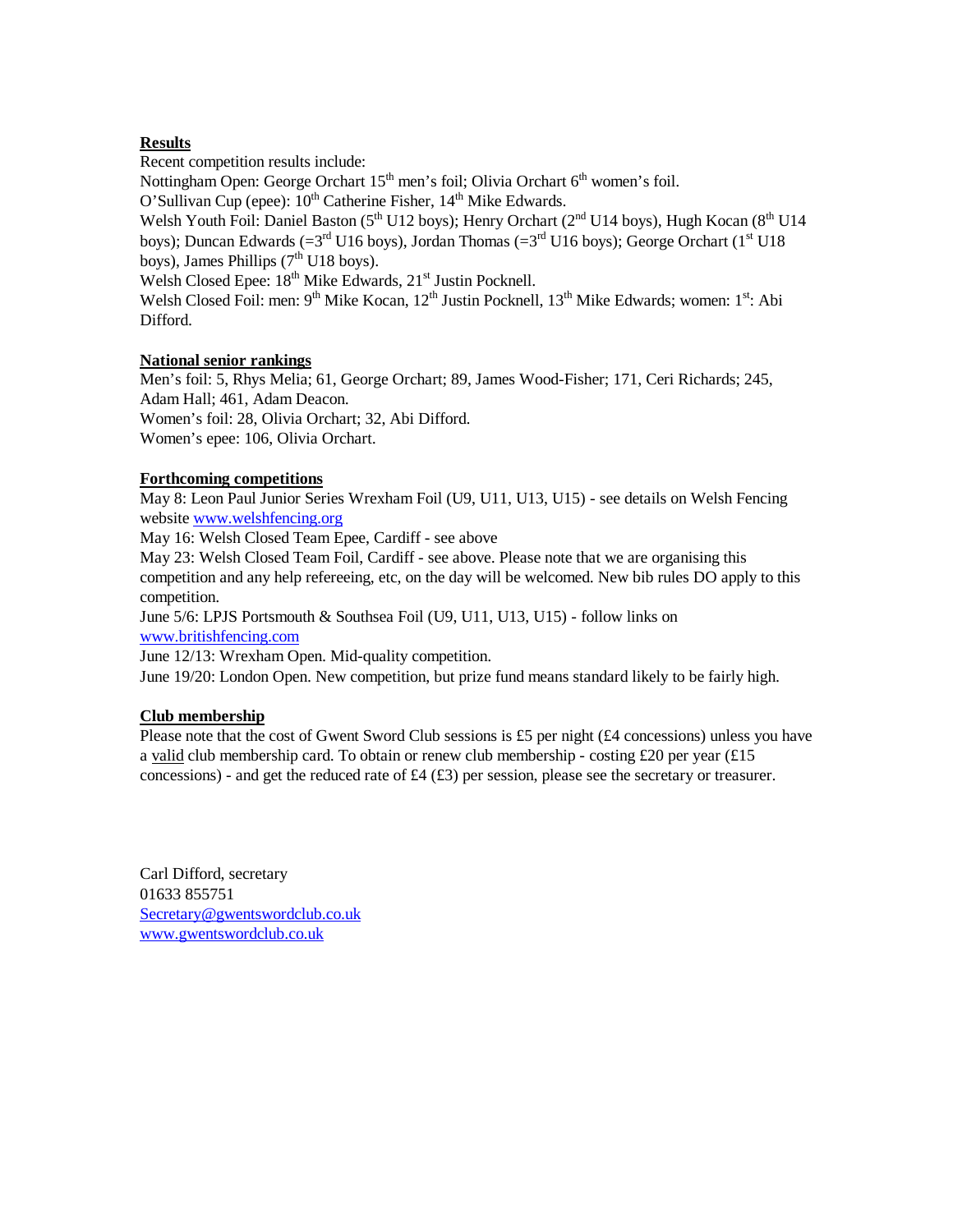**Results**

Recent competition results include:

Nottingham Open: George Orchart 15th men's foil; Olivia Orchart 6th women's foil.

O'Sullivan Cup (epee): 10th Catherine Fisher, 14th Mike Edwards.

Welsh Youth Foil: Daniel Baston (5th U12 boys); Henry Orchart (2nd U14 boys), Hugh Kocan (8th U14 boys); Duncan Edwards (=3rd U16 boys), Jordan Thomas (=3rd U16 boys); George Orchart (1st U18 boys), James Phillips (7th U18 boys).

Welsh Closed Epee: 18th Mike Edwards, 21st Justin Pocknell.

Welsh Closed Foil: men: 9th Mike Kocan, 12th Justin Pocknell, 13th Mike Edwards; women: 1st: Abi Difford.

**National senior rankings**

Men's foil: 5, Rhys Melia; 61, George Orchart; 89, James Wood-Fisher; 171, Ceri Richards; 245, Adam Hall; 461, Adam Deacon.

Women's foil: 28, Olivia Orchart; 32, Abi Difford.

Women's epee: 106, Olivia Orchart.

**Forthcoming competitions**

May 8: Leon Paul Junior Series Wrexham Foil (U9, U11, U13, U15) - see details on Welsh Fencing website www.welshfencing.org

May 16: Welsh Closed Team Epee, Cardiff - see above

May 23: Welsh Closed Team Foil, Cardiff - see above. Please note that we are organising this competition and any help refereeing, etc, on the day will be welcomed. New bib rules DO apply to this competition.

June 5/6: LPJS Portsmouth & Southsea Foil (U9, U11, U13, U15) - follow links on www.britishfencing.com

June 12/13: Wrexham Open. Mid-quality competition.

June 19/20: London Open. New competition, but prize fund means standard likely to be fairly high.

**Club membership**

Please note that the cost of Gwent Sword Club sessions is £5 per night (£4 concessions) unless you have a valid club membership card. To obtain or renew club membership - costing £20 per year (£15 concessions) - and get the reduced rate of £4 (£3) per session, please see the secretary or treasurer.

Carl Difford, secretary
01633 855751
Secretary@gwentswordclub.co.uk
www.gwentswordclub.co.uk